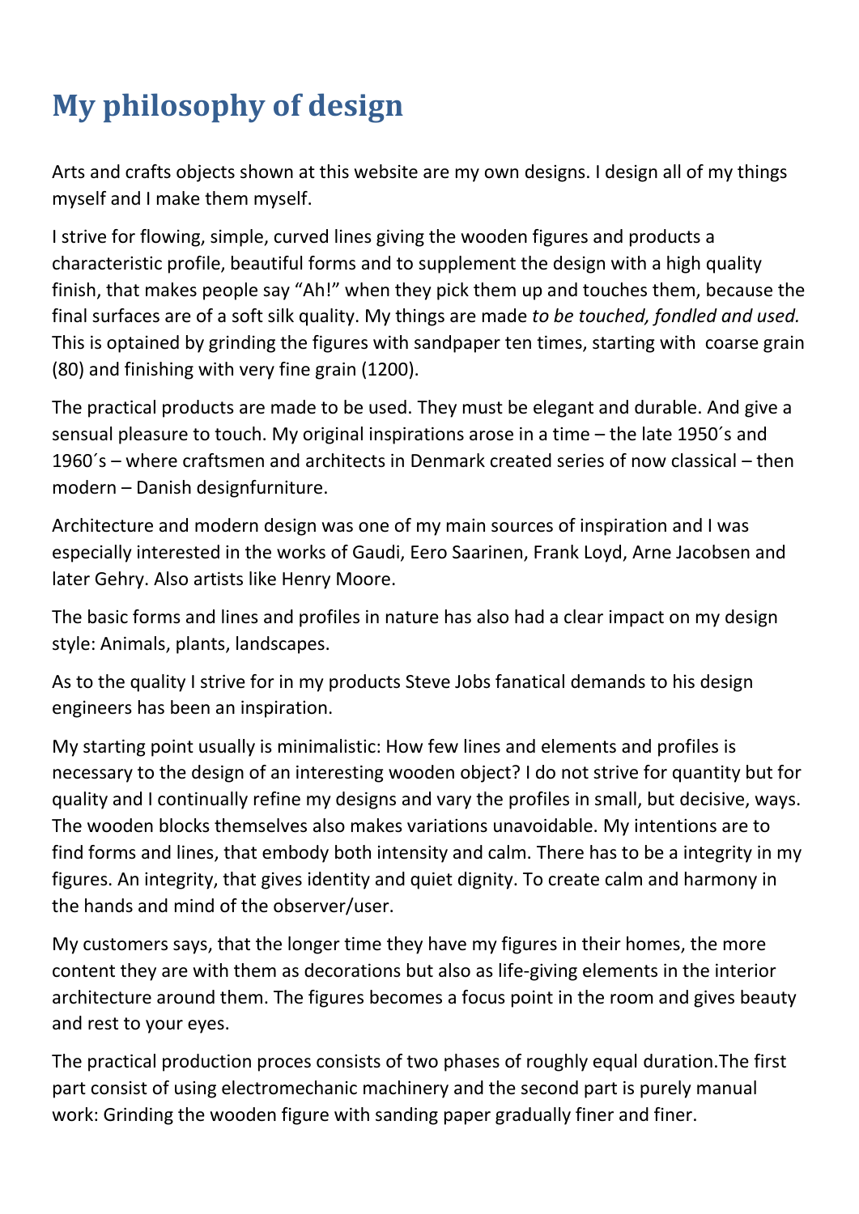# My philosophy of design

Arts and crafts objects shown at this website are my own designs. I design all of my things myself and I make them myself.

I strive for flowing, simple, curved lines giving the wooden figures and products a characteristic profile, beautiful forms and to supplement the design with a high quality finish, that makes people say “Ah!” when they pick them up and touches them, because the final surfaces are of a soft silk quality. My things are made *to be touched, fondled and used.* This is optained by grinding the figures with sandpaper ten times, starting with coarse grain (80) and finishing with very fine grain (1200).

The practical products are made to be used. They must be elegant and durable. And give a sensual pleasure to touch. My original inspirations arose in a time – the late 1950´s and 1960´s – where craftsmen and architects in Denmark created series of now classical – then modern – Danish designfurniture.

Architecture and modern design was one of my main sources of inspiration and I was especially interested in the works of Gaudi, Eero Saarinen, Frank Loyd, Arne Jacobsen and later Gehry. Also artists like Henry Moore.

The basic forms and lines and profiles in nature has also had a clear impact on my design style: Animals, plants, landscapes.

As to the quality I strive for in my products Steve Jobs fanatical demands to his design engineers has been an inspiration.

My starting point usually is minimalistic: How few lines and elements and profiles is necessary to the design of an interesting wooden object? I do not strive for quantity but for quality and I continually refine my designs and vary the profiles in small, but decisive, ways. The wooden blocks themselves also makes variations unavoidable. My intentions are to find forms and lines, that embody both intensity and calm. There has to be a integrity in my figures. An integrity, that gives identity and quiet dignity. To create calm and harmony in the hands and mind of the observer/user.

My customers says, that the longer time they have my figures in their homes, the more content they are with them as decorations but also as life-giving elements in the interior architecture around them. The figures becomes a focus point in the room and gives beauty and rest to your eyes.

The practical production proces consists of two phases of roughly equal duration.The first part consist of using electromechanic machinery and the second part is purely manual work: Grinding the wooden figure with sanding paper gradually finer and finer.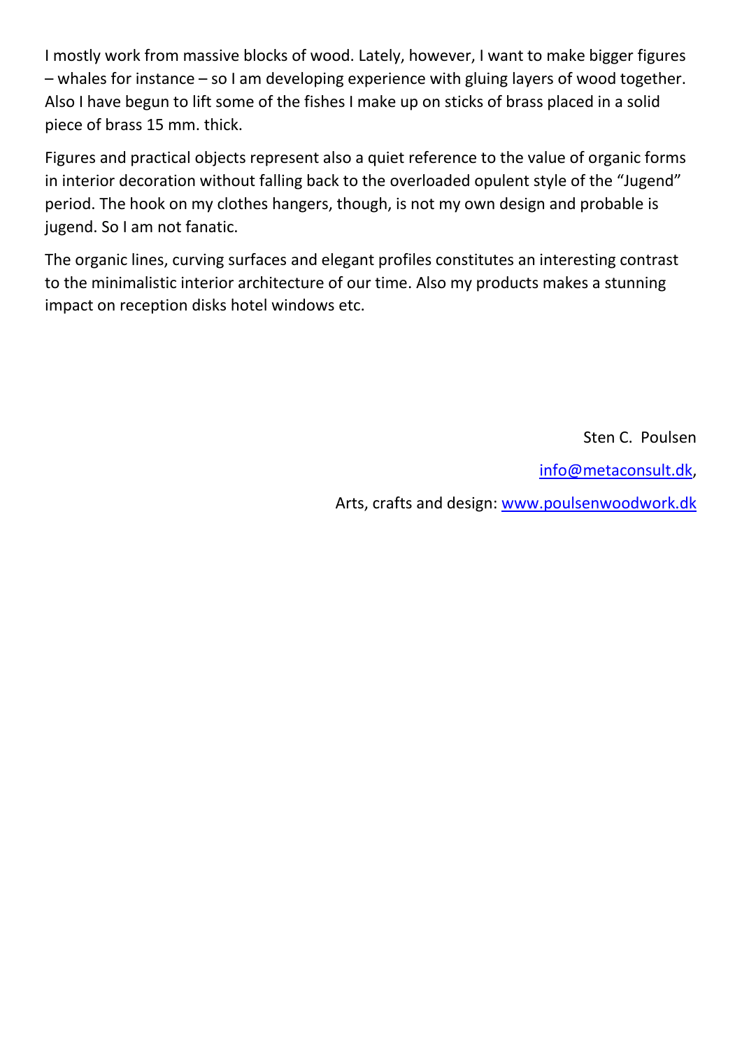I mostly work from massive blocks of wood. Lately, however, I want to make bigger figures – whales for instance – so I am developing experience with gluing layers of wood together. Also I have begun to lift some of the fishes I make up on sticks of brass placed in a solid piece of brass 15 mm. thick.

Figures and practical objects represent also a quiet reference to the value of organic forms in interior decoration without falling back to the overloaded opulent style of the "Jugend" period. The hook on my clothes hangers, though, is not my own design and probable is jugend. So I am not fanatic.

The organic lines, curving surfaces and elegant profiles constitutes an interesting contrast to the minimalistic interior architecture of our time. Also my products makes a stunning impact on reception disks hotel windows etc.

Sten C. Poulsen

[info@metaconsult.dk](mailto:info@metaconsult.dk),

Arts, crafts and design: [www.poulsenwoodwork.dk](http://www.poulsenwoodwork.dk)